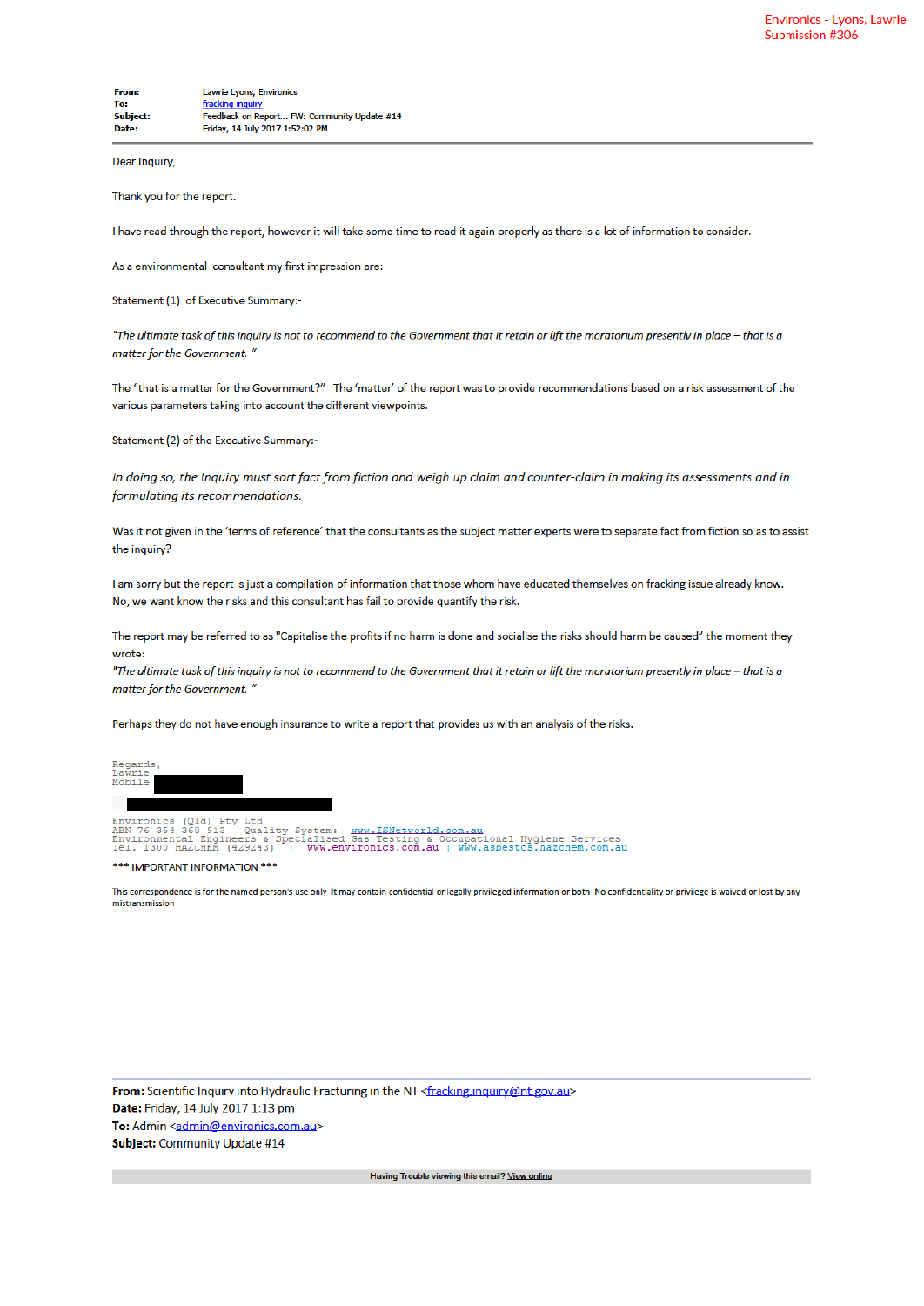Environics - Lyons, Lawrie
Submission #306

**From:** Lawrie Lyons, Environics
**To:** fracking inquiry
**Subject:** Feedback on Report... FW: Community Update #14
**Date:** Friday, 14 July 2017 1:52:02 PM

Dear Inquiry,

Thank you for the report.

I have read through the report, however it will take some time to read it again properly as there is a lot of information to consider.

As a environmental consultant my first impression are:

Statement (1) of Executive Summary:-

*"The ultimate task of this inquiry is not to recommend to the Government that it retain or lift the moratorium presently in place – that is a matter for the Government. "*

The "that is a matter for the Government?" The 'matter' of the report was to provide recommendations based on a risk assessment of the various parameters taking into account the different viewpoints.

Statement (2) of the Executive Summary:-

*In doing so, the Inquiry must sort fact from fiction and weigh up claim and counter-claim in making its assessments and in formulating its recommendations.*

Was it not given in the 'terms of reference' that the consultants as the subject matter experts were to separate fact from fiction so as to assist the inquiry?

I am sorry but the report is just a compilation of information that those whom have educated themselves on fracking issue already know. No, we want know the risks and this consultant has fail to provide quantify the risk.

The report may be referred to as "Capitalise the profits if no harm is done and socialise the risks should harm be caused" the moment they wrote:
*"The ultimate task of this inquiry is not to recommend to the Government that it retain or lift the moratorium presently in place – that is a matter for the Government. "*

Perhaps they do not have enough insurance to write a report that provides us with an analysis of the risks.

Regards,
Lawrie
Mobile

Environics (Qld) Pty Ltd
ABN 76 354 368 913 Quality System: www.ISNetworld.com.au
Environmental Engineers & Specialised Gas Testing & Occupational Hygiene Services
Tel. 1300 HAZCHEM (429243) | www.environics.com.au | www.asbestos.hazchem.com.au

*** IMPORTANT INFORMATION ***

This correspondence is for the named person's use only It may contain confidential or legally privileged information or both No confidentiality or privilege is waived or lost by any mistransmission

---

**From:** Scientific Inquiry into Hydraulic Fracturing in the NT <fracking.inquiry@nt.gov.au>
**Date:** Friday, 14 July 2017 1:13 pm
**To:** Admin <admin@environics.com.au>
**Subject:** Community Update #14

Having Trouble viewing this email? View online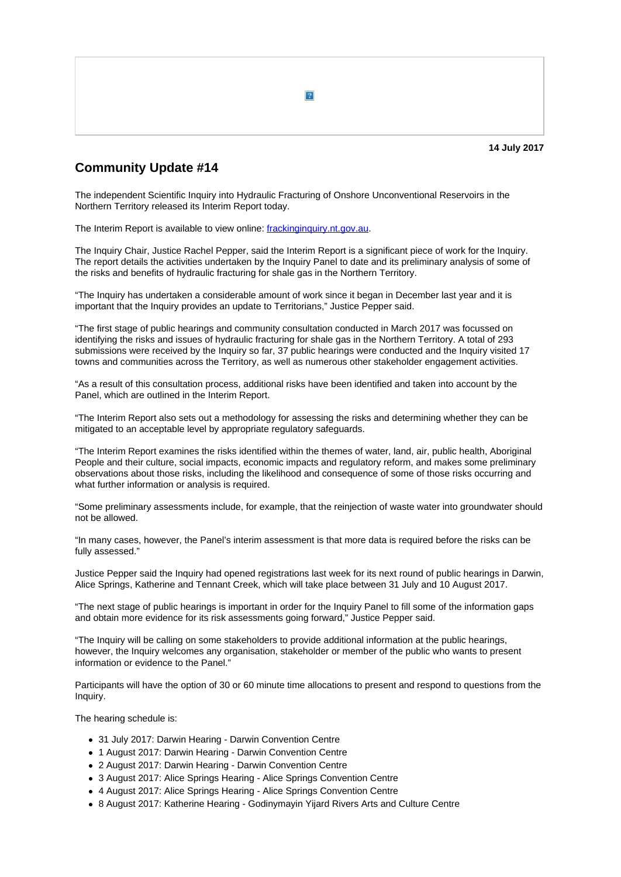**14 July 2017**

## Community Update #14

The independent Scientific Inquiry into Hydraulic Fracturing of Onshore Unconventional Reservoirs in the Northern Territory released its Interim Report today.

The Interim Report is available to view online: [frackinginquiry.nt.gov.au](frackinginquiry.nt.gov.au).

The Inquiry Chair, Justice Rachel Pepper, said the Interim Report is a significant piece of work for the Inquiry. The report details the activities undertaken by the Inquiry Panel to date and its preliminary analysis of some of the risks and benefits of hydraulic fracturing for shale gas in the Northern Territory.

"The Inquiry has undertaken a considerable amount of work since it began in December last year and it is important that the Inquiry provides an update to Territorians," Justice Pepper said.

"The first stage of public hearings and community consultation conducted in March 2017 was focussed on identifying the risks and issues of hydraulic fracturing for shale gas in the Northern Territory. A total of 293 submissions were received by the Inquiry so far, 37 public hearings were conducted and the Inquiry visited 17 towns and communities across the Territory, as well as numerous other stakeholder engagement activities.

"As a result of this consultation process, additional risks have been identified and taken into account by the Panel, which are outlined in the Interim Report.

"The Interim Report also sets out a methodology for assessing the risks and determining whether they can be mitigated to an acceptable level by appropriate regulatory safeguards.

"The Interim Report examines the risks identified within the themes of water, land, air, public health, Aboriginal People and their culture, social impacts, economic impacts and regulatory reform, and makes some preliminary observations about those risks, including the likelihood and consequence of some of those risks occurring and what further information or analysis is required.

"Some preliminary assessments include, for example, that the reinjection of waste water into groundwater should not be allowed.

"In many cases, however, the Panel's interim assessment is that more data is required before the risks can be fully assessed."

Justice Pepper said the Inquiry had opened registrations last week for its next round of public hearings in Darwin, Alice Springs, Katherine and Tennant Creek, which will take place between 31 July and 10 August 2017.

"The next stage of public hearings is important in order for the Inquiry Panel to fill some of the information gaps and obtain more evidence for its risk assessments going forward," Justice Pepper said.

"The Inquiry will be calling on some stakeholders to provide additional information at the public hearings, however, the Inquiry welcomes any organisation, stakeholder or member of the public who wants to present information or evidence to the Panel."

Participants will have the option of 30 or 60 minute time allocations to present and respond to questions from the Inquiry.

The hearing schedule is:

- 31 July 2017: Darwin Hearing - Darwin Convention Centre
- 1 August 2017: Darwin Hearing - Darwin Convention Centre
- 2 August 2017: Darwin Hearing - Darwin Convention Centre
- 3 August 2017: Alice Springs Hearing - Alice Springs Convention Centre
- 4 August 2017: Alice Springs Hearing - Alice Springs Convention Centre
- 8 August 2017: Katherine Hearing - Godinymayin Yijard Rivers Arts and Culture Centre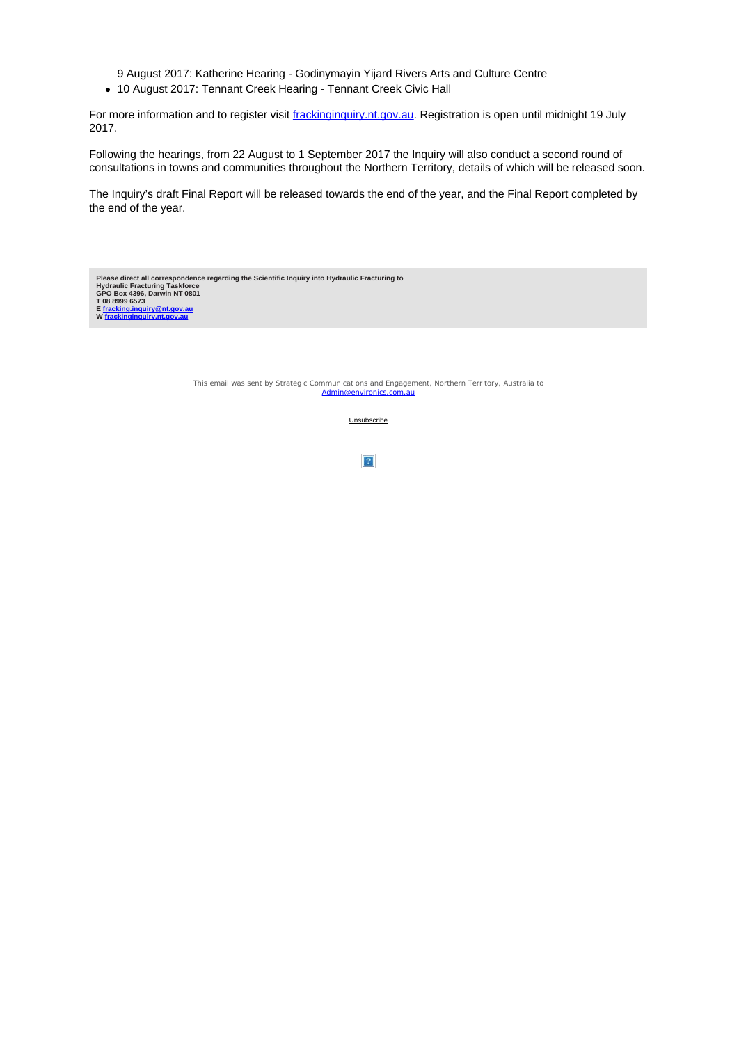- 9 August 2017: Katherine Hearing - Godinymayin Yijard Rivers Arts and Culture Centre
- 10 August 2017: Tennant Creek Hearing - Tennant Creek Civic Hall

For more information and to register visit [frackinginquiry.nt.gov.au](frackinginquiry.nt.gov.au). Registration is open until midnight 19 July 2017.

Following the hearings, from 22 August to 1 September 2017 the Inquiry will also conduct a second round of consultations in towns and communities throughout the Northern Territory, details of which will be released soon.

The Inquiry's draft Final Report will be released towards the end of the year, and the Final Report completed by the end of the year.

**Please direct all correspondence regarding the Scientific Inquiry into Hydraulic Fracturing to**
**Hydraulic Fracturing Taskforce**
**GPO Box 4396, Darwin NT 0801**
**T 08 8999 6573**
**E [fracking.inquiry@nt.gov.au](mailto:fracking.inquiry@nt.gov.au)**
**W [frackinginquiry.nt.gov.au](frackinginquiry.nt.gov.au)**

This email was sent by Strateg c Commun cat ons and Engagement, Northern Terr tory, Australia to [Admin@environics.com.au](mailto:Admin@environics.com.au)

Unsubscribe